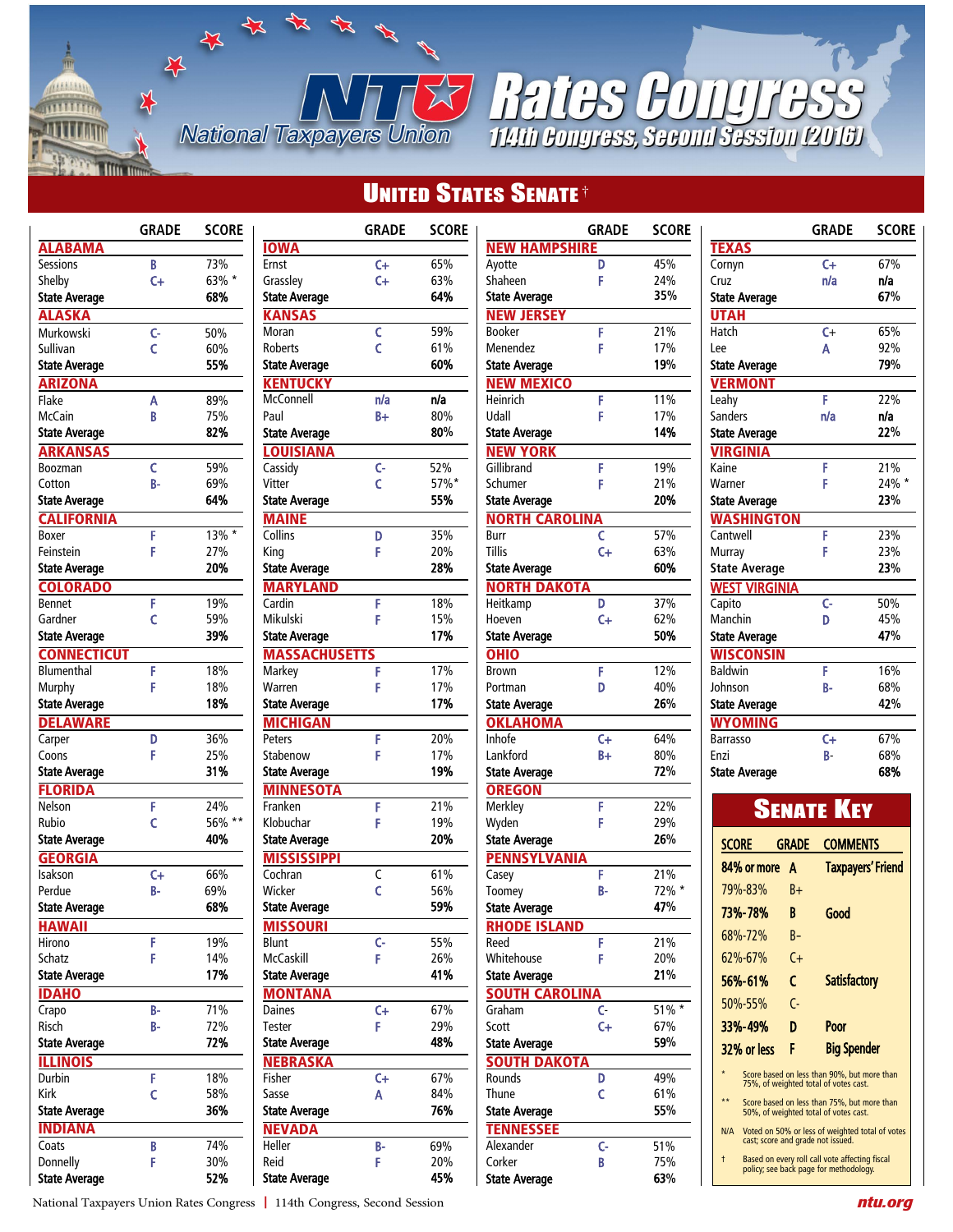# NTU Rates Congress

National Taxpayers Union

114th Congress, Second Session (2016)

## United States Senate †

| | GRADE | SCORE |
|---|---|---|
| **ALABAMA** | | |
| Sessions | B | 73% |
| Shelby | C+ | 63% * |
| **State Average** | | **68%** |
| **ALASKA** | | |
| Murkowski | C- | 50% |
| Sullivan | C | 60% |
| **State Average** | | **55%** |
| **ARIZONA** | | |
| Flake | A | 89% |
| McCain | B | 75% |
| **State Average** | | **82%** |
| **ARKANSAS** | | |
| Boozman | C | 59% |
| Cotton | B- | 69% |
| **State Average** | | **64%** |
| **CALIFORNIA** | | |
| Boxer | F | 13% * |
| Feinstein | F | 27% |
| **State Average** | | **20%** |
| **COLORADO** | | |
| Bennet | F | 19% |
| Gardner | C | 59% |
| **State Average** | | **39%** |
| **CONNECTICUT** | | |
| Blumenthal | F | 18% |
| Murphy | F | 18% |
| **State Average** | | **18%** |
| **DELAWARE** | | |
| Carper | D | 36% |
| Coons | F | 25% |
| **State Average** | | **31%** |
| **FLORIDA** | | |
| Nelson | F | 24% |
| Rubio | C | 56% ** |
| **State Average** | | **40%** |
| **GEORGIA** | | |
| Isakson | C+ | 66% |
| Perdue | B- | 69% |
| **State Average** | | **68%** |
| **HAWAII** | | |
| Hirono | F | 19% |
| Schatz | F | 14% |
| **State Average** | | **17%** |
| **IDAHO** | | |
| Crapo | B- | 71% |
| Risch | B- | 72% |
| **State Average** | | **72%** |
| **ILLINOIS** | | |
| Durbin | F | 18% |
| Kirk | C | 58% |
| **State Average** | | **36%** |
| **INDIANA** | | |
| Coats | B | 74% |
| Donnelly | F | 30% |
| **State Average** | | **52%** |
| **IOWA** | | |
| Ernst | C+ | 65% |
| Grassley | C+ | 63% |
| **State Average** | | **64%** |
| **KANSAS** | | |
| Moran | C | 59% |
| Roberts | C | 61% |
| **State Average** | | **60%** |
| **KENTUCKY** | | |
| McConnell | n/a | n/a |
| Paul | B+ | 80% |
| **State Average** | | **80%** |
| **LOUISIANA** | | |
| Cassidy | C- | 52% |
| Vitter | C | 57%* |
| **State Average** | | **55%** |
| **MAINE** | | |
| Collins | D | 35% |
| King | F | 20% |
| **State Average** | | **28%** |
| **MARYLAND** | | |
| Cardin | F | 18% |
| Mikulski | F | 15% |
| **State Average** | | **17%** |
| **MASSACHUSETTS** | | |
| Markey | F | 17% |
| Warren | F | 17% |
| **State Average** | | **17%** |
| **MICHIGAN** | | |
| Peters | F | 20% |
| Stabenow | F | 17% |
| **State Average** | | **19%** |
| **MINNESOTA** | | |
| Franken | F | 21% |
| Klobuchar | F | 19% |
| **State Average** | | **20%** |
| **MISSISSIPPI** | | |
| Cochran | C | 61% |
| Wicker | C | 56% |
| **State Average** | | **59%** |
| **MISSOURI** | | |
| Blunt | C- | 55% |
| McCaskill | F | 26% |
| **State Average** | | **41%** |
| **MONTANA** | | |
| Daines | C+ | 67% |
| Tester | F | 29% |
| **State Average** | | **48%** |
| **NEBRASKA** | | |
| Fisher | C+ | 67% |
| Sasse | A | 84% |
| **State Average** | | **76%** |
| **NEVADA** | | |
| Heller | B- | 69% |
| Reid | F | 20% |
| **State Average** | | **45%** |
| **NEW HAMPSHIRE** | | |
| Ayotte | D | 45% |
| Shaheen | F | 24% |
| **State Average** | | **35%** |
| **NEW JERSEY** | | |
| Booker | F | 21% |
| Menendez | F | 17% |
| **State Average** | | **19%** |
| **NEW MEXICO** | | |
| Heinrich | F | 11% |
| Udall | F | 17% |
| **State Average** | | **14%** |
| **NEW YORK** | | |
| Gillibrand | F | 19% |
| Schumer | F | 21% |
| **State Average** | | **20%** |
| **NORTH CAROLINA** | | |
| Burr | C | 57% |
| Tillis | C+ | 63% |
| **State Average** | | **60%** |
| **NORTH DAKOTA** | | |
| Heitkamp | D | 37% |
| Hoeven | C+ | 62% |
| **State Average** | | **50%** |
| **OHIO** | | |
| Brown | F | 12% |
| Portman | D | 40% |
| **State Average** | | **26%** |
| **OKLAHOMA** | | |
| Inhofe | C+ | 64% |
| Lankford | B+ | 80% |
| **State Average** | | **72%** |
| **OREGON** | | |
| Merkley | F | 22% |
| Wyden | F | 29% |
| **State Average** | | **26%** |
| **PENNSYLVANIA** | | |
| Casey | F | 21% |
| Toomey | B- | 72% * |
| **State Average** | | **47%** |
| **RHODE ISLAND** | | |
| Reed | F | 21% |
| Whitehouse | F | 20% |
| **State Average** | | **21%** |
| **SOUTH CAROLINA** | | |
| Graham | C- | 51% * |
| Scott | C+ | 67% |
| **State Average** | | **59%** |
| **SOUTH DAKOTA** | | |
| Rounds | D | 49% |
| Thune | C | 61% |
| **State Average** | | **55%** |
| **TENNESSEE** | | |
| Alexander | C- | 51% |
| Corker | B | 75% |
| **State Average** | | **63%** |
| **TEXAS** | | |
| Cornyn | C+ | 67% |
| Cruz | n/a | n/a |
| **State Average** | | **67%** |
| **UTAH** | | |
| Hatch | C+ | 65% |
| Lee | A | 92% |
| **State Average** | | **79%** |
| **VERMONT** | | |
| Leahy | F | 22% |
| Sanders | n/a | n/a |
| **State Average** | | **22%** |
| **VIRGINIA** | | |
| Kaine | F | 21% |
| Warner | F | 24% * |
| **State Average** | | **23%** |
| **WASHINGTON** | | |
| Cantwell | F | 23% |
| Murray | F | 23% |
| **State Average** | | **23%** |
| **WEST VIRGINIA** | | |
| Capito | C- | 50% |
| Manchin | D | 45% |
| **State Average** | | **47%** |
| **WISCONSIN** | | |
| Baldwin | F | 16% |
| Johnson | B- | 68% |
| **State Average** | | **42%** |
| **WYOMING** | | |
| Barrasso | C+ | 67% |
| Enzi | B- | 68% |
| **State Average** | | **68%** |

## Senate Key

| SCORE | GRADE | COMMENTS |
|---|---|---|
| **84% or more** | **A** | **Taxpayers' Friend** |
| 79%-83% | B+ | |
| **73%-78%** | **B** | **Good** |
| 68%-72% | B- | |
| 62%-67% | C+ | |
| **56%-61%** | **C** | **Satisfactory** |
| 50%-55% | C- | |
| **33%-49%** | **D** | **Poor** |
| **32% or less** | **F** | **Big Spender** |

\* Score based on less than 90%, but more than 75%, of weighted total of votes cast.

\*\* Score based on less than 75%, but more than 50%, of weighted total of votes cast.

N/A Voted on 50% or less of weighted total of votes cast; score and grade not issued.

† Based on every roll call vote affecting fiscal policy; see back page for methodology.

National Taxpayers Union Rates Congress | 114th Congress, Second Session

ntu.org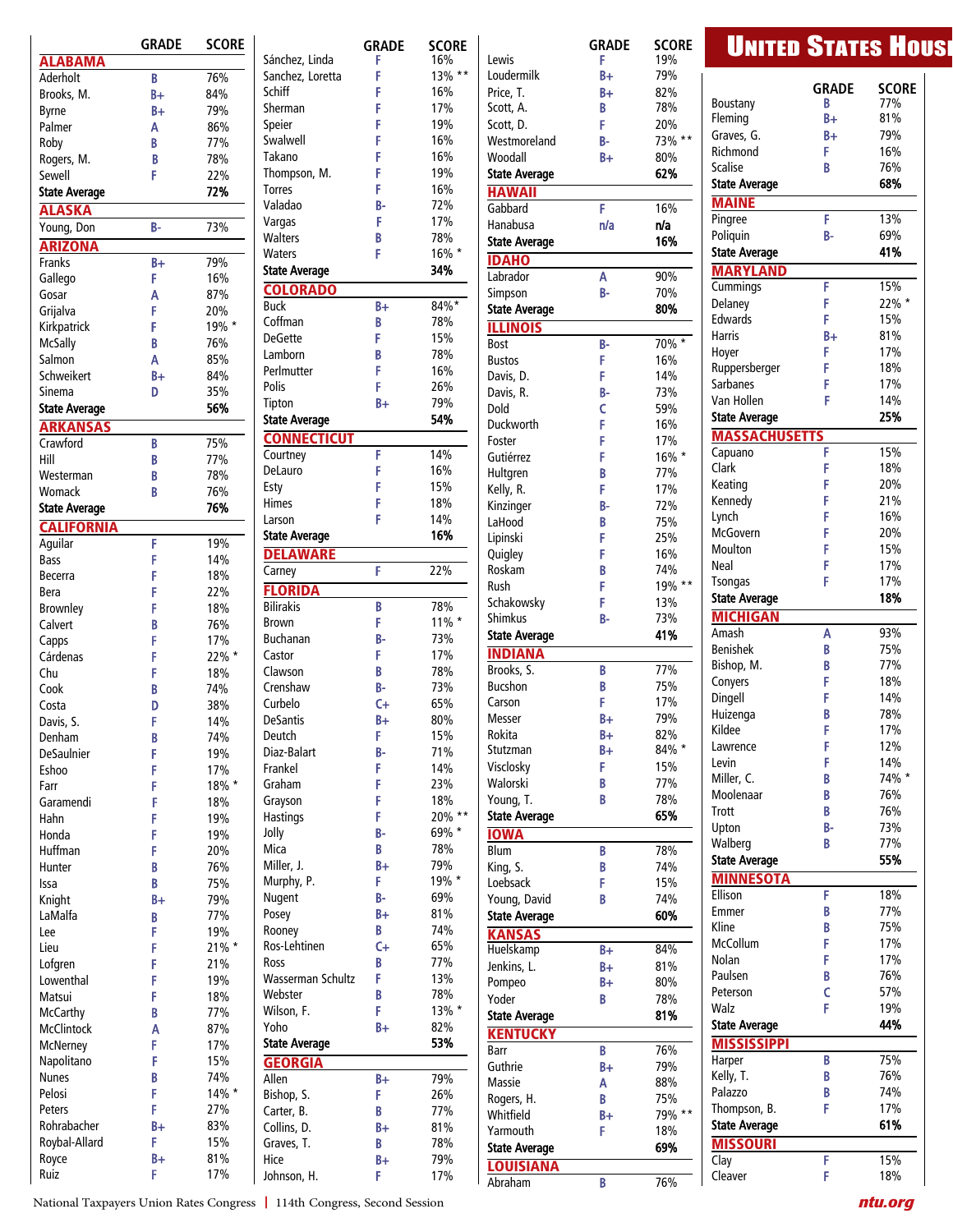# United States House

| | GRADE | SCORE |
|---|---|---|
| **ALABAMA** | | |
| Aderholt | B | 76% |
| Brooks, M. | B+ | 84% |
| Byrne | B+ | 79% |
| Palmer | A | 86% |
| Roby | B | 77% |
| Rogers, M. | B | 78% |
| Sewell | F | 22% |
| **State Average** | | **72%** |
| **ALASKA** | | |
| Young, Don | B- | 73% |
| **ARIZONA** | | |
| Franks | B+ | 79% |
| Gallego | F | 16% |
| Gosar | A | 87% |
| Grijalva | F | 20% |
| Kirkpatrick | F | 19% * |
| McSally | B | 76% |
| Salmon | A | 85% |
| Schweikert | B+ | 84% |
| Sinema | D | 35% |
| **State Average** | | **56%** |
| **ARKANSAS** | | |
| Crawford | B | 75% |
| Hill | B | 77% |
| Westerman | B | 78% |
| Womack | B | 76% |
| **State Average** | | **76%** |
| **CALIFORNIA** | | |
| Aguilar | F | 19% |
| Bass | F | 14% |
| Becerra | F | 18% |
| Bera | F | 22% |
| Brownley | F | 18% |
| Calvert | B | 76% |
| Capps | F | 17% |
| Cárdenas | F | 22% * |
| Chu | F | 18% |
| Cook | B | 74% |
| Costa | D | 38% |
| Davis, S. | F | 14% |
| Denham | B | 74% |
| DeSaulnier | F | 19% |
| Eshoo | F | 17% |
| Farr | F | 18% * |
| Garamendi | F | 18% |
| Hahn | F | 19% |
| Honda | F | 19% |
| Huffman | F | 20% |
| Hunter | B | 76% |
| Issa | B | 75% |
| Knight | B+ | 79% |
| LaMalfa | B | 77% |
| Lee | F | 19% |
| Lieu | F | 21% * |
| Lofgren | F | 21% |
| Lowenthal | F | 19% |
| Matsui | F | 18% |
| McCarthy | B | 77% |
| McClintock | A | 87% |
| McNerney | F | 17% |
| Napolitano | F | 15% |
| Nunes | B | 74% |
| Pelosi | F | 14% * |
| Peters | F | 27% |
| Rohrabacher | B+ | 83% |
| Roybal-Allard | F | 15% |
| Royce | B+ | 81% |
| Ruiz | F | 17% |
| Sánchez, Linda | F | 16% |
| Sanchez, Loretta | F | 13% ** |
| Schiff | F | 16% |
| Sherman | F | 17% |
| Speier | F | 19% |
| Swalwell | F | 16% |
| Takano | F | 16% |
| Thompson, M. | F | 19% |
| Torres | F | 16% |
| Valadao | B- | 72% |
| Vargas | F | 17% |
| Walters | B | 78% |
| Waters | F | 16% * |
| **State Average** | | **34%** |
| **COLORADO** | | |
| Buck | B+ | 84%* |
| Coffman | B | 78% |
| DeGette | F | 15% |
| Lamborn | B | 78% |
| Perlmutter | F | 16% |
| Polis | F | 26% |
| Tipton | B+ | 79% |
| **State Average** | | **54%** |
| **CONNECTICUT** | | |
| Courtney | F | 14% |
| DeLauro | F | 16% |
| Esty | F | 15% |
| Himes | F | 18% |
| Larson | F | 14% |
| **State Average** | | **16%** |
| **DELAWARE** | | |
| Carney | F | 22% |
| **FLORIDA** | | |
| Bilirakis | B | 78% |
| Brown | F | 11% * |
| Buchanan | B- | 73% |
| Castor | F | 17% |
| Clawson | B | 78% |
| Crenshaw | B- | 73% |
| Curbelo | C+ | 65% |
| DeSantis | B+ | 80% |
| Deutch | F | 15% |
| Diaz-Balart | B- | 71% |
| Frankel | F | 14% |
| Graham | F | 23% |
| Grayson | F | 18% |
| Hastings | F | 20% ** |
| Jolly | B- | 69% * |
| Mica | B | 78% |
| Miller, J. | B+ | 79% |
| Murphy, P. | F | 19% * |
| Nugent | B- | 69% |
| Posey | B+ | 81% |
| Rooney | B | 74% |
| Ros-Lehtinen | C+ | 65% |
| Ross | B | 77% |
| Wasserman Schultz | F | 13% |
| Webster | B | 78% |
| Wilson, F. | F | 13% * |
| Yoho | B+ | 82% |
| **State Average** | | **53%** |
| **GEORGIA** | | |
| Allen | B+ | 79% |
| Bishop, S. | F | 26% |
| Carter, B. | B | 77% |
| Collins, D. | B+ | 81% |
| Graves, T. | B | 78% |
| Hice | B+ | 79% |
| Johnson, H. | F | 17% |
| Lewis | F | 19% |
| Loudermilk | B+ | 79% |
| Price, T. | B+ | 82% |
| Scott, A. | B | 78% |
| Scott, D. | F | 20% |
| Westmoreland | B- | 73% ** |
| Woodall | B+ | 80% |
| **State Average** | | **62%** |
| **HAWAII** | | |
| Gabbard | F | 16% |
| Hanabusa | n/a | n/a |
| **State Average** | | **16%** |
| **IDAHO** | | |
| Labrador | A | 90% |
| Simpson | B- | 70% |
| **State Average** | | **80%** |
| **ILLINOIS** | | |
| Bost | B- | 70% * |
| Bustos | F | 16% |
| Davis, D. | F | 14% |
| Davis, R. | B- | 73% |
| Dold | C | 59% |
| Duckworth | F | 16% |
| Foster | F | 17% |
| Gutiérrez | F | 16% * |
| Hultgren | B | 77% |
| Kelly, R. | F | 17% |
| Kinzinger | B- | 72% |
| LaHood | B | 75% |
| Lipinski | F | 25% |
| Quigley | F | 16% |
| Roskam | B | 74% |
| Rush | F | 19% ** |
| Schakowsky | F | 13% |
| Shimkus | B- | 73% |
| **State Average** | | **41%** |
| **INDIANA** | | |
| Brooks, S. | B | 77% |
| Bucshon | B | 75% |
| Carson | F | 17% |
| Messer | B+ | 79% |
| Rokita | B+ | 82% |
| Stutzman | B+ | 84% * |
| Visclosky | F | 15% |
| Walorski | B | 77% |
| Young, T. | B | 78% |
| **State Average** | | **65%** |
| **IOWA** | | |
| Blum | B | 78% |
| King, S. | B | 74% |
| Loebsack | F | 15% |
| Young, David | B | 74% |
| **State Average** | | **60%** |
| **KANSAS** | | |
| Huelskamp | B+ | 84% |
| Jenkins, L. | B+ | 81% |
| Pompeo | B+ | 80% |
| Yoder | B | 78% |
| **State Average** | | **81%** |
| **KENTUCKY** | | |
| Barr | B | 76% |
| Guthrie | B+ | 79% |
| Massie | A | 88% |
| Rogers, H. | B | 75% |
| Whitfield | B+ | 79% ** |
| Yarmouth | F | 18% |
| **State Average** | | **69%** |
| **LOUISIANA** | | |
| Abraham | B | 76% |
| Boustany | B | 77% |
| Fleming | B+ | 81% |
| Graves, G. | B+ | 79% |
| Richmond | F | 16% |
| Scalise | B | 76% |
| **State Average** | | **68%** |
| **MAINE** | | |
| Pingree | F | 13% |
| Poliquin | B- | 69% |
| **State Average** | | **41%** |
| **MARYLAND** | | |
| Cummings | F | 15% |
| Delaney | F | 22% * |
| Edwards | F | 15% |
| Harris | B+ | 81% |
| Hoyer | F | 17% |
| Ruppersberger | F | 18% |
| Sarbanes | F | 17% |
| Van Hollen | F | 14% |
| **State Average** | | **25%** |
| **MASSACHUSETTS** | | |
| Capuano | F | 15% |
| Clark | F | 18% |
| Keating | F | 20% |
| Kennedy | F | 21% |
| Lynch | F | 16% |
| McGovern | F | 20% |
| Moulton | F | 15% |
| Neal | F | 17% |
| Tsongas | F | 17% |
| **State Average** | | **18%** |
| **MICHIGAN** | | |
| Amash | A | 93% |
| Benishek | B | 75% |
| Bishop, M. | B | 77% |
| Conyers | F | 18% |
| Dingell | F | 14% |
| Huizenga | B | 78% |
| Kildee | F | 17% |
| Lawrence | F | 12% |
| Levin | F | 14% |
| Miller, C. | B | 74% * |
| Moolenaar | B | 76% |
| Trott | B | 76% |
| Upton | B- | 73% |
| Walberg | B | 77% |
| **State Average** | | **55%** |
| **MINNESOTA** | | |
| Ellison | F | 18% |
| Emmer | B | 77% |
| Kline | B | 75% |
| McCollum | F | 17% |
| Nolan | F | 17% |
| Paulsen | B | 76% |
| Peterson | C | 57% |
| Walz | F | 19% |
| **State Average** | | **44%** |
| **MISSISSIPPI** | | |
| Harper | B | 75% |
| Kelly, T. | B | 76% |
| Palazzo | B | 74% |
| Thompson, B. | F | 17% |
| **State Average** | | **61%** |
| **MISSOURI** | | |
| Clay | F | 15% |
| Cleaver | F | 18% |

National Taxpayers Union Rates Congress | 114th Congress, Second Session

ntu.org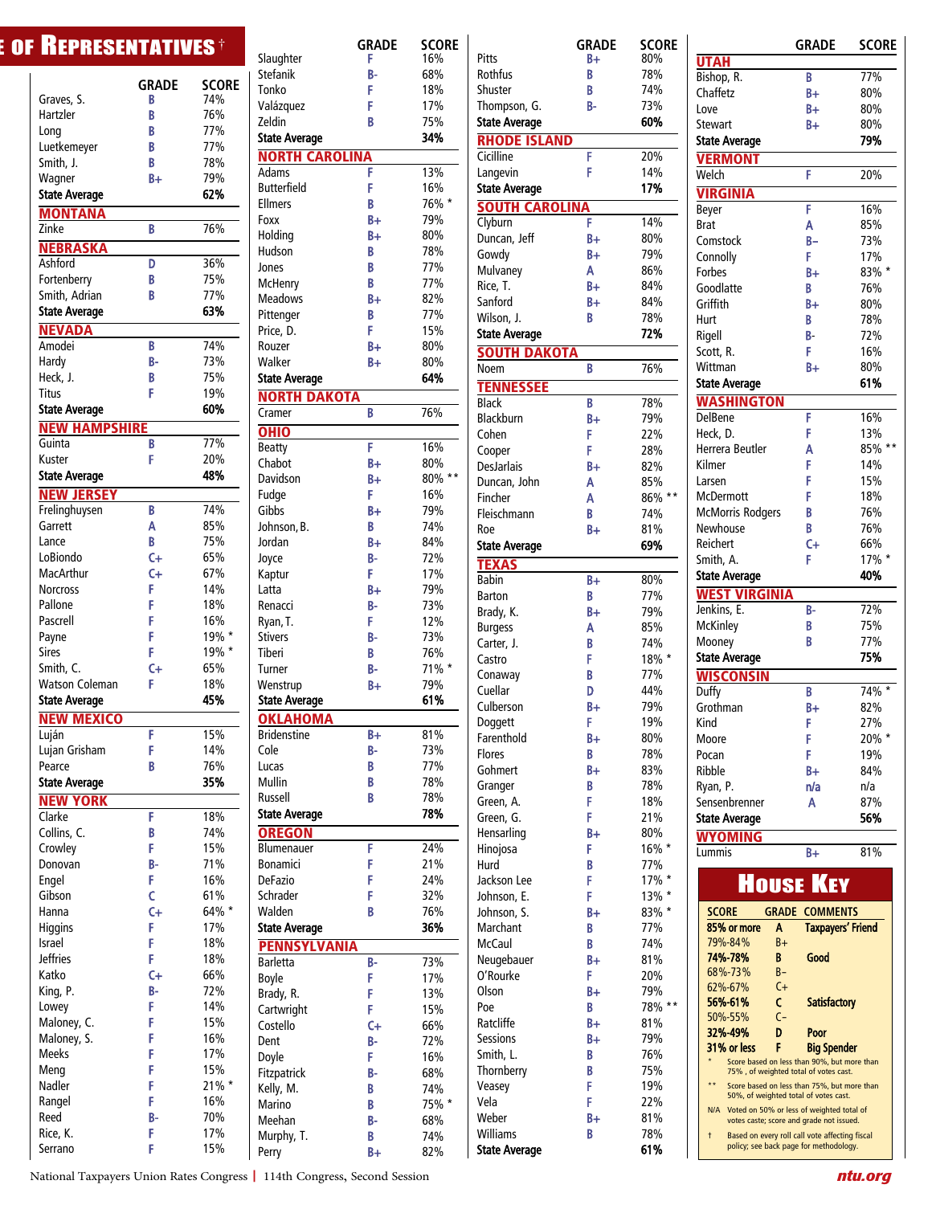# House of Representatives†

| Name | Grade | Score |
|---|---|---|
| Graves, S. | B | 74% |
| Hartzler | B | 76% |
| Long | B | 77% |
| Luetkemeyer | B | 77% |
| Smith, J. | B | 78% |
| Wagner | B+ | 79% |
| **State Average** | | **62%** |

## MONTANA

| Name | Grade | Score |
|---|---|---|
| Zinke | B | 76% |

## NEBRASKA

| Name | Grade | Score |
|---|---|---|
| Ashford | D | 36% |
| Fortenberry | B | 75% |
| Smith, Adrian | B | 77% |
| **State Average** | | **63%** |

## NEVADA

| Name | Grade | Score |
|---|---|---|
| Amodei | B | 74% |
| Hardy | B- | 73% |
| Heck, J. | B | 75% |
| Titus | F | 19% |
| **State Average** | | **60%** |

## NEW HAMPSHIRE

| Name | Grade | Score |
|---|---|---|
| Guinta | B | 77% |
| Kuster | F | 20% |
| **State Average** | | **48%** |

## NEW JERSEY

| Name | Grade | Score |
|---|---|---|
| Frelinghuysen | B | 74% |
| Garrett | A | 85% |
| Lance | B | 75% |
| LoBiondo | C+ | 65% |
| MacArthur | C+ | 67% |
| Norcross | F | 14% |
| Pallone | F | 18% |
| Pascrell | F | 16% |
| Payne | F | 19% * |
| Sires | F | 19% * |
| Smith, C. | C+ | 65% |
| Watson Coleman | F | 18% |
| **State Average** | | **45%** |

## NEW MEXICO

| Name | Grade | Score |
|---|---|---|
| Luján | F | 15% |
| Lujan Grisham | F | 14% |
| Pearce | B | 76% |
| **State Average** | | **35%** |

## NEW YORK

| Name | Grade | Score |
|---|---|---|
| Clarke | F | 18% |
| Collins, C. | B | 74% |
| Crowley | F | 15% |
| Donovan | B- | 71% |
| Engel | F | 16% |
| Gibson | C | 61% |
| Hanna | C+ | 64% * |
| Higgins | F | 17% |
| Israel | F | 18% |
| Jeffries | F | 18% |
| Katko | C+ | 66% |
| King, P. | B- | 72% |
| Lowey | F | 14% |
| Maloney, C. | F | 15% |
| Maloney, S. | F | 16% |
| Meeks | F | 17% |
| Meng | F | 15% |
| Nadler | F | 21% * |
| Rangel | F | 16% |
| Reed | B- | 70% |
| Rice, K. | F | 17% |
| Serrano | F | 15% |
| Slaughter | F | 16% |
| Stefanik | B- | 68% |
| Tonko | F | 18% |
| Valázquez | F | 17% |
| Zeldin | B | 75% |
| **State Average** | | **34%** |

## NORTH CAROLINA

| Name | Grade | Score |
|---|---|---|
| Adams | F | 13% |
| Butterfield | F | 16% |
| Ellmers | B | 76% * |
| Foxx | B+ | 79% |
| Holding | B+ | 80% |
| Hudson | B | 78% |
| Jones | B | 77% |
| McHenry | B | 77% |
| Meadows | B+ | 82% |
| Pittenger | B | 77% |
| Price, D. | F | 15% |
| Rouzer | B+ | 80% |
| Walker | B+ | 80% |
| **State Average** | | **64%** |

## NORTH DAKOTA

| Name | Grade | Score |
|---|---|---|
| Cramer | B | 76% |

## OHIO

| Name | Grade | Score |
|---|---|---|
| Beatty | F | 16% |
| Chabot | B+ | 80% |
| Davidson | B+ | 80% ** |
| Fudge | F | 16% |
| Gibbs | B+ | 79% |
| Johnson, B. | B | 74% |
| Jordan | B+ | 84% |
| Joyce | B- | 72% |
| Kaptur | F | 17% |
| Latta | B+ | 79% |
| Renacci | B- | 73% |
| Ryan, T. | F | 12% |
| Stivers | B- | 73% |
| Tiberi | B | 76% |
| Turner | B- | 71% * |
| Wenstrup | B+ | 79% |
| **State Average** | | **61%** |

## OKLAHOMA

| Name | Grade | Score |
|---|---|---|
| Bridenstine | B+ | 81% |
| Cole | B- | 73% |
| Lucas | B | 77% |
| Mullin | B | 78% |
| Russell | B | 78% |
| **State Average** | | **78%** |

## OREGON

| Name | Grade | Score |
|---|---|---|
| Blumenauer | F | 24% |
| Bonamici | F | 21% |
| DeFazio | F | 24% |
| Schrader | F | 32% |
| Walden | B | 76% |
| **State Average** | | **36%** |

## PENNSYLVANIA

| Name | Grade | Score |
|---|---|---|
| Barletta | B- | 73% |
| Boyle | F | 17% |
| Brady, R. | F | 13% |
| Cartwright | F | 15% |
| Costello | C+ | 66% |
| Dent | B- | 72% |
| Doyle | F | 16% |
| Fitzpatrick | B- | 68% |
| Kelly, M. | B | 74% |
| Marino | B | 75% * |
| Meehan | B- | 68% |
| Murphy, T. | B | 74% |
| Perry | B+ | 82% |
| Pitts | B+ | 80% |
| Rothfus | B | 78% |
| Shuster | B | 74% |
| Thompson, G. | B- | 73% |
| **State Average** | | **60%** |

## RHODE ISLAND

| Name | Grade | Score |
|---|---|---|
| Cicilline | F | 20% |
| Langevin | F | 14% |
| **State Average** | | **17%** |

## SOUTH CAROLINA

| Name | Grade | Score |
|---|---|---|
| Clyburn | F | 14% |
| Duncan, Jeff | B+ | 80% |
| Gowdy | B+ | 79% |
| Mulvaney | A | 86% |
| Rice, T. | B+ | 84% |
| Sanford | B+ | 84% |
| Wilson, J. | B | 78% |
| **State Average** | | **72%** |

## SOUTH DAKOTA

| Name | Grade | Score |
|---|---|---|
| Noem | B | 76% |

## TENNESSEE

| Name | Grade | Score |
|---|---|---|
| Black | B | 78% |
| Blackburn | B+ | 79% |
| Cohen | F | 22% |
| Cooper | F | 28% |
| DesJarlais | B+ | 82% |
| Duncan, John | A | 85% |
| Fincher | A | 86% ** |
| Fleischmann | B | 74% |
| Roe | B+ | 81% |
| **State Average** | | **69%** |

## TEXAS

| Name | Grade | Score |
|---|---|---|
| Babin | B+ | 80% |
| Barton | B | 77% |
| Brady, K. | B+ | 79% |
| Burgess | A | 85% |
| Carter, J. | B | 74% |
| Castro | F | 18% * |
| Conaway | B | 77% |
| Cuellar | D | 44% |
| Culberson | B+ | 79% |
| Doggett | F | 19% |
| Farenthold | B+ | 80% |
| Flores | B | 78% |
| Gohmert | B+ | 83% |
| Granger | B | 78% |
| Green, A. | F | 18% |
| Green, G. | F | 21% |
| Hensarling | B+ | 80% |
| Hinojosa | F | 16% * |
| Hurd | B | 77% |
| Jackson Lee | F | 17% * |
| Johnson, E. | F | 13% * |
| Johnson, S. | B+ | 83% * |
| Marchant | B | 77% |
| McCaul | B | 74% |
| Neugebauer | B+ | 81% |
| O'Rourke | F | 20% |
| Olson | B+ | 79% |
| Poe | B | 78% ** |
| Ratcliffe | B+ | 81% |
| Sessions | B+ | 79% |
| Smith, L. | B | 76% |
| Thornberry | B | 75% |
| Veasey | F | 19% |
| Vela | F | 22% |
| Weber | B+ | 81% |
| Williams | B | 78% |
| **State Average** | | **61%** |

## UTAH

| Name | Grade | Score |
|---|---|---|
| Bishop, R. | B | 77% |
| Chaffetz | B+ | 80% |
| Love | B+ | 80% |
| Stewart | B+ | 80% |
| **State Average** | | **79%** |

## VERMONT

| Name | Grade | Score |
|---|---|---|
| Welch | F | 20% |

## VIRGINIA

| Name | Grade | Score |
|---|---|---|
| Beyer | F | 16% |
| Brat | A | 85% |
| Comstock | B– | 73% |
| Connolly | F | 17% |
| Forbes | B+ | 83% * |
| Goodlatte | B | 76% |
| Griffith | B+ | 80% |
| Hurt | B | 78% |
| Rigell | B- | 72% |
| Scott, R. | F | 16% |
| Wittman | B+ | 80% |
| **State Average** | | **61%** |

## WASHINGTON

| Name | Grade | Score |
|---|---|---|
| DelBene | F | 16% |
| Heck, D. | F | 13% |
| Herrera Beutler | A | 85% ** |
| Kilmer | F | 14% |
| Larsen | F | 15% |
| McDermott | F | 18% |
| McMorris Rodgers | B | 76% |
| Newhouse | B | 76% |
| Reichert | C+ | 66% |
| Smith, A. | F | 17% * |
| **State Average** | | **40%** |

## WEST VIRGINIA

| Name | Grade | Score |
|---|---|---|
| Jenkins, E. | B- | 72% |
| McKinley | B | 75% |
| Mooney | B | 77% |
| **State Average** | | **75%** |

## WISCONSIN

| Name | Grade | Score |
|---|---|---|
| Duffy | B | 74% * |
| Grothman | B+ | 82% |
| Kind | F | 27% |
| Moore | F | 20% * |
| Pocan | F | 19% |
| Ribble | B+ | 84% |
| Ryan, P. | n/a | n/a |
| Sensenbrenner | A | 87% |
| **State Average** | | **56%** |

## WYOMING

| Name | Grade | Score |
|---|---|---|
| Lummis | B+ | 81% |

## House Key

| Score | Grade | Comments |
|---|---|---|
| **85% or more** | **A** | **Taxpayers' Friend** |
| 79%-84% | B+ | |
| **74%-78%** | **B** | **Good** |
| 68%-73% | B– | |
| 62%-67% | C+ | |
| **56%-61%** | **C** | **Satisfactory** |
| 50%-55% | C– | |
| **32%-49%** | **D** | **Poor** |
| **31% or less** | **F** | **Big Spender** |

\* Score based on less than 90%, but more than 75% , of weighted total of votes cast.

\*\* Score based on less than 75%, but more than 50%, of weighted total of votes cast.

N/A Voted on 50% or less of weighted total of votes caste; score and grade not issued.

† Based on every roll call vote affecting fiscal policy; see back page for methodology.

National Taxpayers Union Rates Congress | 114th Congress, Second Session — ntu.org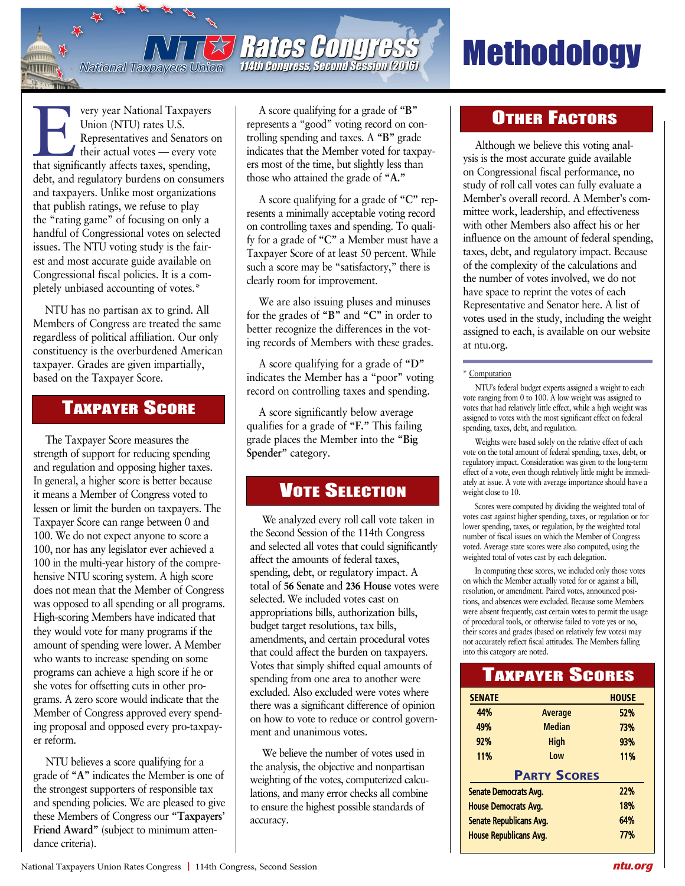# NTU Rates Congress

National Taxpayers Union

114th Congress, Second Session (2016)

# Methodology

Every year National Taxpayers Union (NTU) rates U.S. Representatives and Senators on their actual votes — every vote that significantly affects taxes, spending, debt, and regulatory burdens on consumers and taxpayers. Unlike most organizations that publish ratings, we refuse to play the "rating game" of focusing on only a handful of Congressional votes on selected issues. The NTU voting study is the fairest and most accurate guide available on Congressional fiscal policies. It is a completely unbiased accounting of votes.*

NTU has no partisan ax to grind. All Members of Congress are treated the same regardless of political affiliation. Our only constituency is the overburdened American taxpayer. Grades are given impartially, based on the Taxpayer Score.

## Taxpayer Score

The Taxpayer Score measures the strength of support for reducing spending and regulation and opposing higher taxes. In general, a higher score is better because it means a Member of Congress voted to lessen or limit the burden on taxpayers. The Taxpayer Score can range between 0 and 100. We do not expect anyone to score a 100, nor has any legislator ever achieved a 100 in the multi-year history of the comprehensive NTU scoring system. A high score does not mean that the Member of Congress was opposed to all spending or all programs. High-scoring Members have indicated that they would vote for many programs if the amount of spending were lower. A Member who wants to increase spending on some programs can achieve a high score if he or she votes for offsetting cuts in other programs. A zero score would indicate that the Member of Congress approved every spending proposal and opposed every pro-taxpayer reform.

NTU believes a score qualifying for a grade of **"A"** indicates the Member is one of the strongest supporters of responsible tax and spending policies. We are pleased to give these Members of Congress our **"Taxpayers' Friend Award"** (subject to minimum attendance criteria).

A score qualifying for a grade of **"B"** represents a "good" voting record on controlling spending and taxes. A **"B"** grade indicates that the Member voted for taxpayers most of the time, but slightly less than those who attained the grade of **"A."**

A score qualifying for a grade of **"C"** represents a minimally acceptable voting record on controlling taxes and spending. To qualify for a grade of **"C"** a Member must have a Taxpayer Score of at least 50 percent. While such a score may be "satisfactory," there is clearly room for improvement.

We are also issuing pluses and minuses for the grades of **"B"** and **"C"** in order to better recognize the differences in the voting records of Members with these grades.

A score qualifying for a grade of **"D"** indicates the Member has a "poor" voting record on controlling taxes and spending.

A score significantly below average qualifies for a grade of **"F."** This failing grade places the Member into the **"Big Spender"** category.

## Vote Selection

We analyzed every roll call vote taken in the Second Session of the 114th Congress and selected all votes that could significantly affect the amounts of federal taxes, spending, debt, or regulatory impact. A total of **56 Senate** and **236 House** votes were selected. We included votes cast on appropriations bills, authorization bills, budget target resolutions, tax bills, amendments, and certain procedural votes that could affect the burden on taxpayers. Votes that simply shifted equal amounts of spending from one area to another were excluded. Also excluded were votes where there was a significant difference of opinion on how to vote to reduce or control government and unanimous votes.

We believe the number of votes used in the analysis, the objective and nonpartisan weighting of the votes, computerized calculations, and many error checks all combine to ensure the highest possible standards of accuracy.

## Other Factors

Although we believe this voting analysis is the most accurate guide available on Congressional fiscal performance, no study of roll call votes can fully evaluate a Member's overall record. A Member's committee work, leadership, and effectiveness with other Members also affect his or her influence on the amount of federal spending, taxes, debt, and regulatory impact. Because of the complexity of the calculations and the number of votes involved, we do not have space to reprint the votes of each Representative and Senator here. A list of votes used in the study, including the weight assigned to each, is available on our website at ntu.org.

\* Computation

NTU's federal budget experts assigned a weight to each vote ranging from 0 to 100. A low weight was assigned to votes that had relatively little effect, while a high weight was assigned to votes with the most significant effect on federal spending, taxes, debt, and regulation.

Weights were based solely on the relative effect of each vote on the total amount of federal spending, taxes, debt, or regulatory impact. Consideration was given to the long-term effect of a vote, even though relatively little might be immediately at issue. A vote with average importance should have a weight close to 10.

Scores were computed by dividing the weighted total of votes cast against higher spending, taxes, or regulation or for lower spending, taxes, or regulation, by the weighted total number of fiscal issues on which the Member of Congress voted. Average state scores were also computed, using the weighted total of votes cast by each delegation.

In computing these scores, we included only those votes on which the Member actually voted for or against a bill, resolution, or amendment. Paired votes, announced positions, and absences were excluded. Because some Members were absent frequently, cast certain votes to permit the usage of procedural tools, or otherwise failed to vote yes or no, their scores and grades (based on relatively few votes) may not accurately reflect fiscal attitudes. The Members falling into this category are noted.

## Taxpayer Scores

| SENATE | | HOUSE |
|---|---|---|
| 44% | Average | 52% |
| 49% | Median | 73% |
| 92% | High | 93% |
| 11% | Low | 11% |

### Party Scores

| | |
|---|---|
| Senate Democrats Avg. | 22% |
| House Democrats Avg. | 18% |
| Senate Republicans Avg. | 64% |
| House Republicans Avg. | 77% |